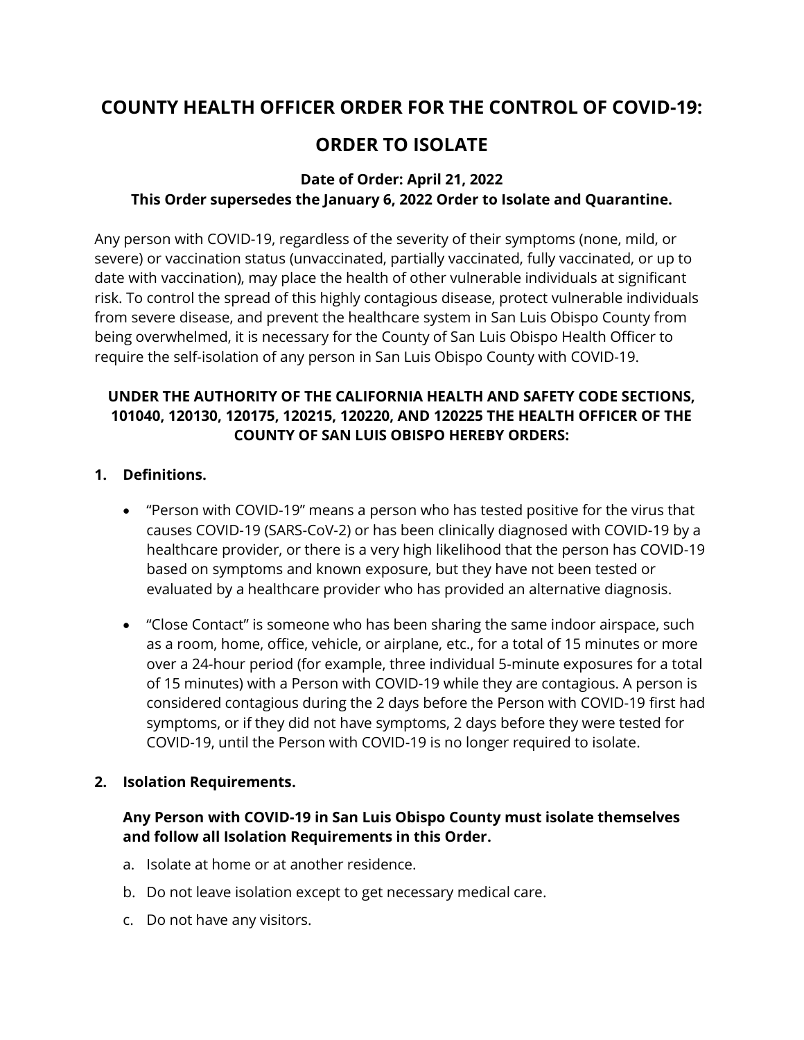# COUNTY HEALTH OFFICER ORDER FOR THE CONTROL OF COVID-19:

# ORDER TO ISOLATE

**Date of Order: April 21, 2022**
**This Order supersedes the January 6, 2022 Order to Isolate and Quarantine.**

Any person with COVID-19, regardless of the severity of their symptoms (none, mild, or severe) or vaccination status (unvaccinated, partially vaccinated, fully vaccinated, or up to date with vaccination), may place the health of other vulnerable individuals at significant risk. To control the spread of this highly contagious disease, protect vulnerable individuals from severe disease, and prevent the healthcare system in San Luis Obispo County from being overwhelmed, it is necessary for the County of San Luis Obispo Health Officer to require the self-isolation of any person in San Luis Obispo County with COVID-19.

**UNDER THE AUTHORITY OF THE CALIFORNIA HEALTH AND SAFETY CODE SECTIONS, 101040, 120130, 120175, 120215, 120220, AND 120225 THE HEALTH OFFICER OF THE COUNTY OF SAN LUIS OBISPO HEREBY ORDERS:**

**1. Definitions.**

- "Person with COVID-19" means a person who has tested positive for the virus that causes COVID-19 (SARS-CoV-2) or has been clinically diagnosed with COVID-19 by a healthcare provider, or there is a very high likelihood that the person has COVID-19 based on symptoms and known exposure, but they have not been tested or evaluated by a healthcare provider who has provided an alternative diagnosis.
- "Close Contact" is someone who has been sharing the same indoor airspace, such as a room, home, office, vehicle, or airplane, etc., for a total of 15 minutes or more over a 24-hour period (for example, three individual 5-minute exposures for a total of 15 minutes) with a Person with COVID-19 while they are contagious. A person is considered contagious during the 2 days before the Person with COVID-19 first had symptoms, or if they did not have symptoms, 2 days before they were tested for COVID-19, until the Person with COVID-19 is no longer required to isolate.

**2. Isolation Requirements.**

**Any Person with COVID-19 in San Luis Obispo County must isolate themselves and follow all Isolation Requirements in this Order.**

a. Isolate at home or at another residence.

b. Do not leave isolation except to get necessary medical care.

c. Do not have any visitors.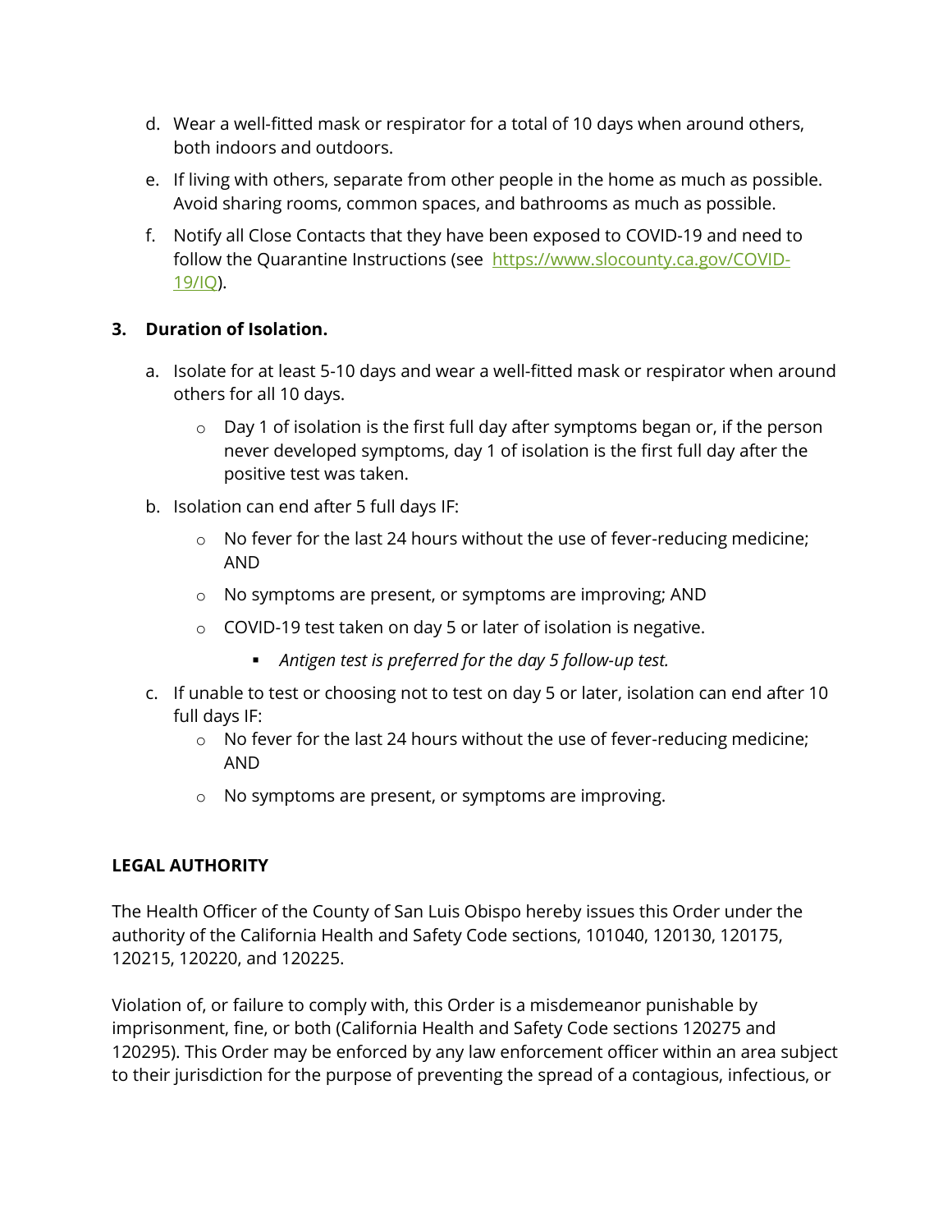d. Wear a well-fitted mask or respirator for a total of 10 days when around others, both indoors and outdoors.

e. If living with others, separate from other people in the home as much as possible. Avoid sharing rooms, common spaces, and bathrooms as much as possible.

f. Notify all Close Contacts that they have been exposed to COVID-19 and need to follow the Quarantine Instructions (see [https://www.slocounty.ca.gov/COVID-19/IQ](https://www.slocounty.ca.gov/COVID-19/IQ)).

**3. Duration of Isolation.**

a. Isolate for at least 5-10 days and wear a well-fitted mask or respirator when around others for all 10 days.

- Day 1 of isolation is the first full day after symptoms began or, if the person never developed symptoms, day 1 of isolation is the first full day after the positive test was taken.

b. Isolation can end after 5 full days IF:

- No fever for the last 24 hours without the use of fever-reducing medicine; AND
- No symptoms are present, or symptoms are improving; AND
- COVID-19 test taken on day 5 or later of isolation is negative.
  - *Antigen test is preferred for the day 5 follow-up test.*

c. If unable to test or choosing not to test on day 5 or later, isolation can end after 10 full days IF:

- No fever for the last 24 hours without the use of fever-reducing medicine; AND
- No symptoms are present, or symptoms are improving.

**LEGAL AUTHORITY**

The Health Officer of the County of San Luis Obispo hereby issues this Order under the authority of the California Health and Safety Code sections, 101040, 120130, 120175, 120215, 120220, and 120225.

Violation of, or failure to comply with, this Order is a misdemeanor punishable by imprisonment, fine, or both (California Health and Safety Code sections 120275 and 120295). This Order may be enforced by any law enforcement officer within an area subject to their jurisdiction for the purpose of preventing the spread of a contagious, infectious, or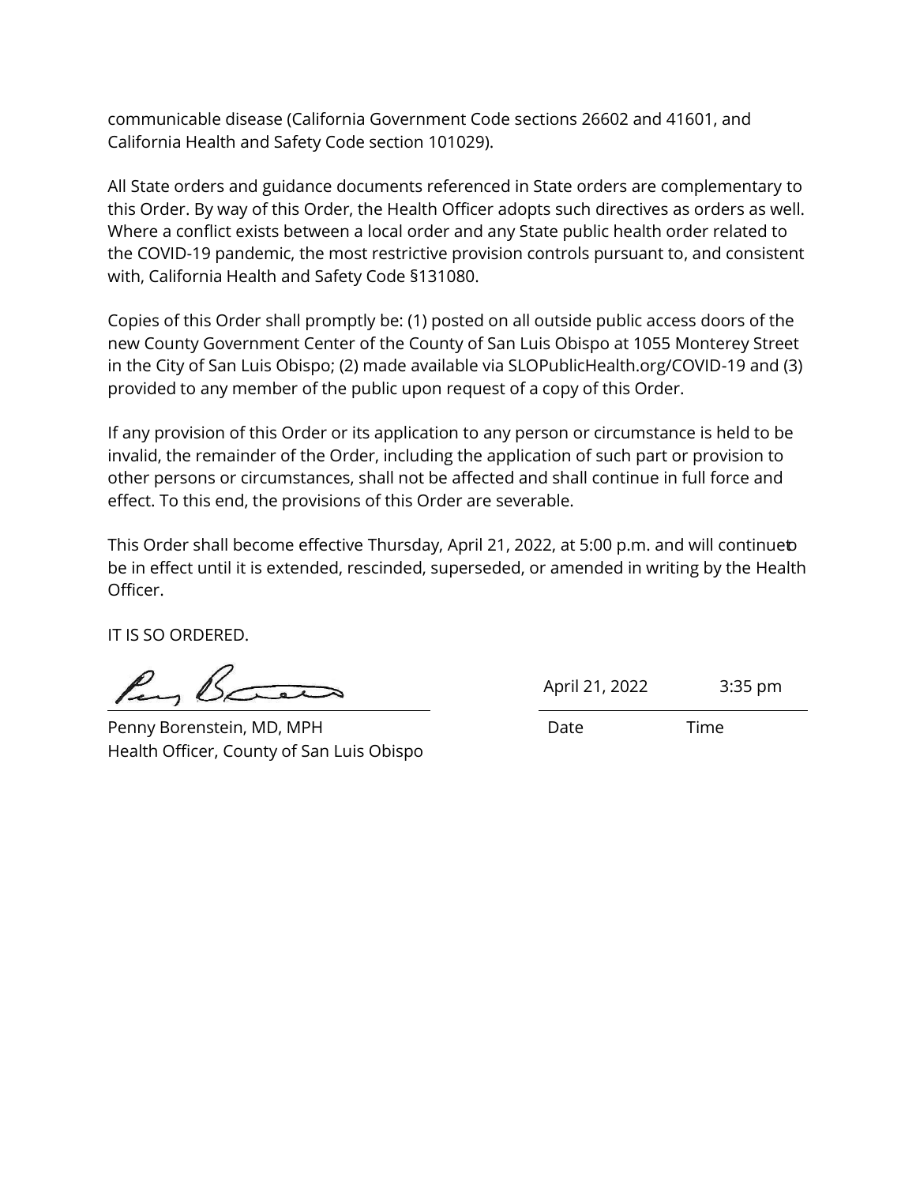communicable disease (California Government Code sections 26602 and 41601, and California Health and Safety Code section 101029).

All State orders and guidance documents referenced in State orders are complementary to this Order. By way of this Order, the Health Officer adopts such directives as orders as well. Where a conflict exists between a local order and any State public health order related to the COVID-19 pandemic, the most restrictive provision controls pursuant to, and consistent with, California Health and Safety Code §131080.

Copies of this Order shall promptly be: (1) posted on all outside public access doors of the new County Government Center of the County of San Luis Obispo at 1055 Monterey Street in the City of San Luis Obispo; (2) made available via SLOPublicHealth.org/COVID-19 and (3) provided to any member of the public upon request of a copy of this Order.

If any provision of this Order or its application to any person or circumstance is held to be invalid, the remainder of the Order, including the application of such part or provision to other persons or circumstances, shall not be affected and shall continue in full force and effect. To this end, the provisions of this Order are severable.

This Order shall become effective Thursday, April 21, 2022, at 5:00 p.m. and will continue to be in effect until it is extended, rescinded, superseded, or amended in writing by the Health Officer.

IT IS SO ORDERED.

Penny Borenstein, MD, MPH
Health Officer, County of San Luis Obispo

April 21, 2022 — Date
3:35 pm — Time